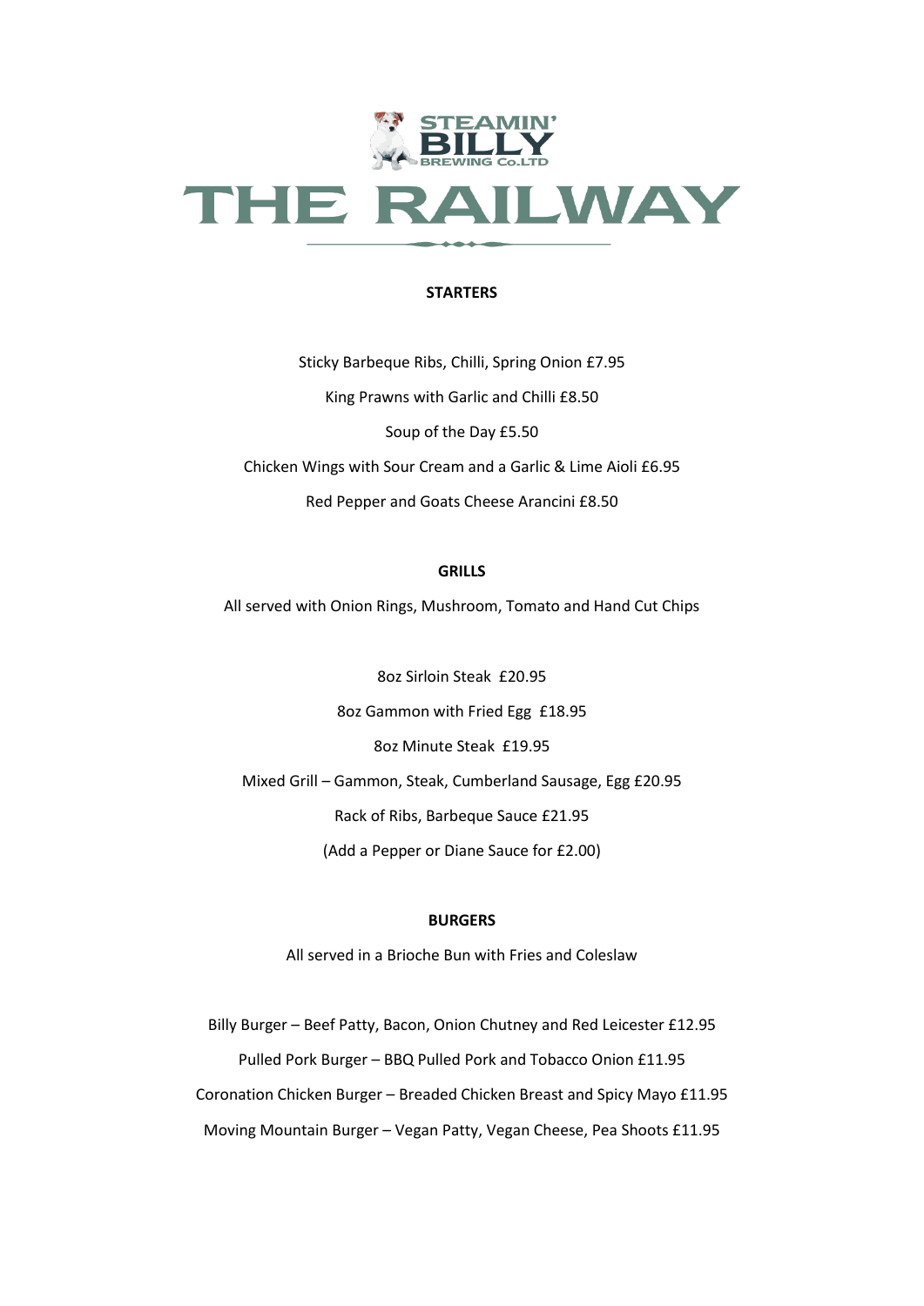STEAMIN' BILLY BREWING Co.LTD

# THE RAILWAY

## STARTERS

Sticky Barbeque Ribs, Chilli, Spring Onion £7.95

King Prawns with Garlic and Chilli £8.50

Soup of the Day £5.50

Chicken Wings with Sour Cream and a Garlic & Lime Aioli £6.95

Red Pepper and Goats Cheese Arancini £8.50

## GRILLS

All served with Onion Rings, Mushroom, Tomato and Hand Cut Chips

8oz Sirloin Steak £20.95

8oz Gammon with Fried Egg £18.95

8oz Minute Steak £19.95

Mixed Grill – Gammon, Steak, Cumberland Sausage, Egg £20.95

Rack of Ribs, Barbeque Sauce £21.95

(Add a Pepper or Diane Sauce for £2.00)

## BURGERS

All served in a Brioche Bun with Fries and Coleslaw

Billy Burger – Beef Patty, Bacon, Onion Chutney and Red Leicester £12.95

Pulled Pork Burger – BBQ Pulled Pork and Tobacco Onion £11.95

Coronation Chicken Burger – Breaded Chicken Breast and Spicy Mayo £11.95

Moving Mountain Burger – Vegan Patty, Vegan Cheese, Pea Shoots £11.95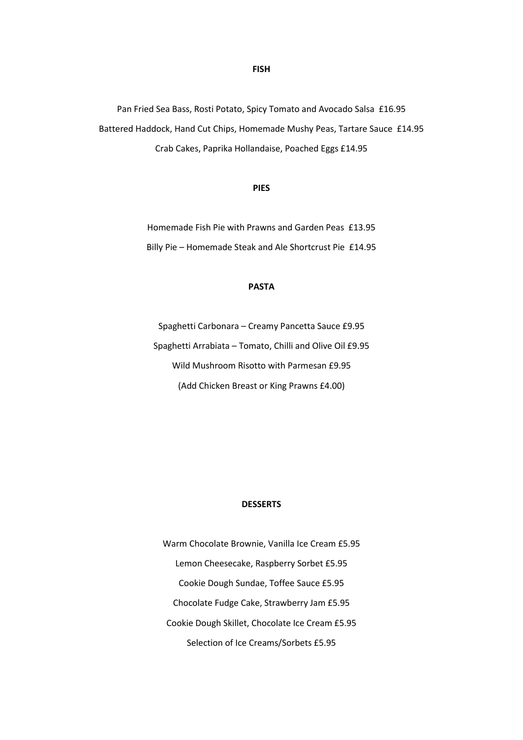## FISH

Pan Fried Sea Bass, Rosti Potato, Spicy Tomato and Avocado Salsa £16.95

Battered Haddock, Hand Cut Chips, Homemade Mushy Peas, Tartare Sauce £14.95

Crab Cakes, Paprika Hollandaise, Poached Eggs £14.95

## PIES

Homemade Fish Pie with Prawns and Garden Peas £13.95

Billy Pie – Homemade Steak and Ale Shortcrust Pie £14.95

## PASTA

Spaghetti Carbonara – Creamy Pancetta Sauce £9.95

Spaghetti Arrabiata – Tomato, Chilli and Olive Oil £9.95

Wild Mushroom Risotto with Parmesan £9.95

(Add Chicken Breast or King Prawns £4.00)

## DESSERTS

Warm Chocolate Brownie, Vanilla Ice Cream £5.95

Lemon Cheesecake, Raspberry Sorbet £5.95

Cookie Dough Sundae, Toffee Sauce £5.95

Chocolate Fudge Cake, Strawberry Jam £5.95

Cookie Dough Skillet, Chocolate Ice Cream £5.95

Selection of Ice Creams/Sorbets £5.95